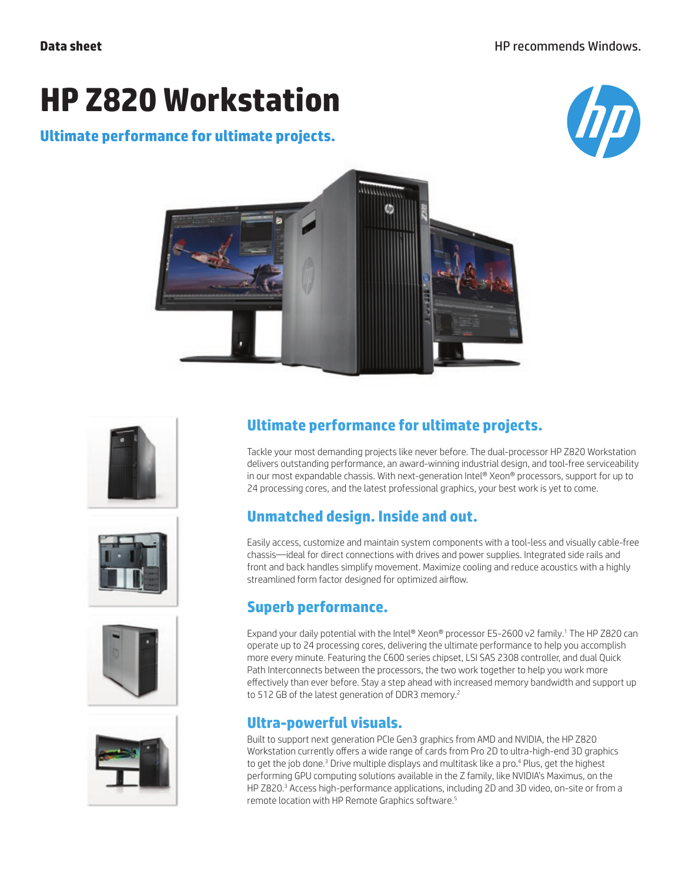Data sheet

HP recommends Windows.

# HP Z820 Workstation

## Ultimate performance for ultimate projects.

## Ultimate performance for ultimate projects.

Tackle your most demanding projects like never before. The dual-processor HP Z820 Workstation delivers outstanding performance, an award-winning industrial design, and tool-free serviceability in our most expandable chassis. With next-generation Intel® Xeon® processors, support for up to 24 processing cores, and the latest professional graphics, your best work is yet to come.

## Unmatched design. Inside and out.

Easily access, customize and maintain system components with a tool-less and visually cable-free chassis—ideal for direct connections with drives and power supplies. Integrated side rails and front and back handles simplify movement. Maximize cooling and reduce acoustics with a highly streamlined form factor designed for optimized airflow.

## Superb performance.

Expand your daily potential with the Intel® Xeon® processor E5-2600 v2 family.[1] The HP Z820 can operate up to 24 processing cores, delivering the ultimate performance to help you accomplish more every minute. Featuring the C600 series chipset, LSI SAS 2308 controller, and dual Quick Path Interconnects between the processors, the two work together to help you work more effectively than ever before. Stay a step ahead with increased memory bandwidth and support up to 512 GB of the latest generation of DDR3 memory.[2]

## Ultra-powerful visuals.

Built to support next generation PCIe Gen3 graphics from AMD and NVIDIA, the HP Z820 Workstation currently offers a wide range of cards from Pro 2D to ultra-high-end 3D graphics to get the job done.[3] Drive multiple displays and multitask like a pro.[4] Plus, get the highest performing GPU computing solutions available in the Z family, like NVIDIA's Maximus, on the HP Z820.[3] Access high-performance applications, including 2D and 3D video, on-site or from a remote location with HP Remote Graphics software.[5]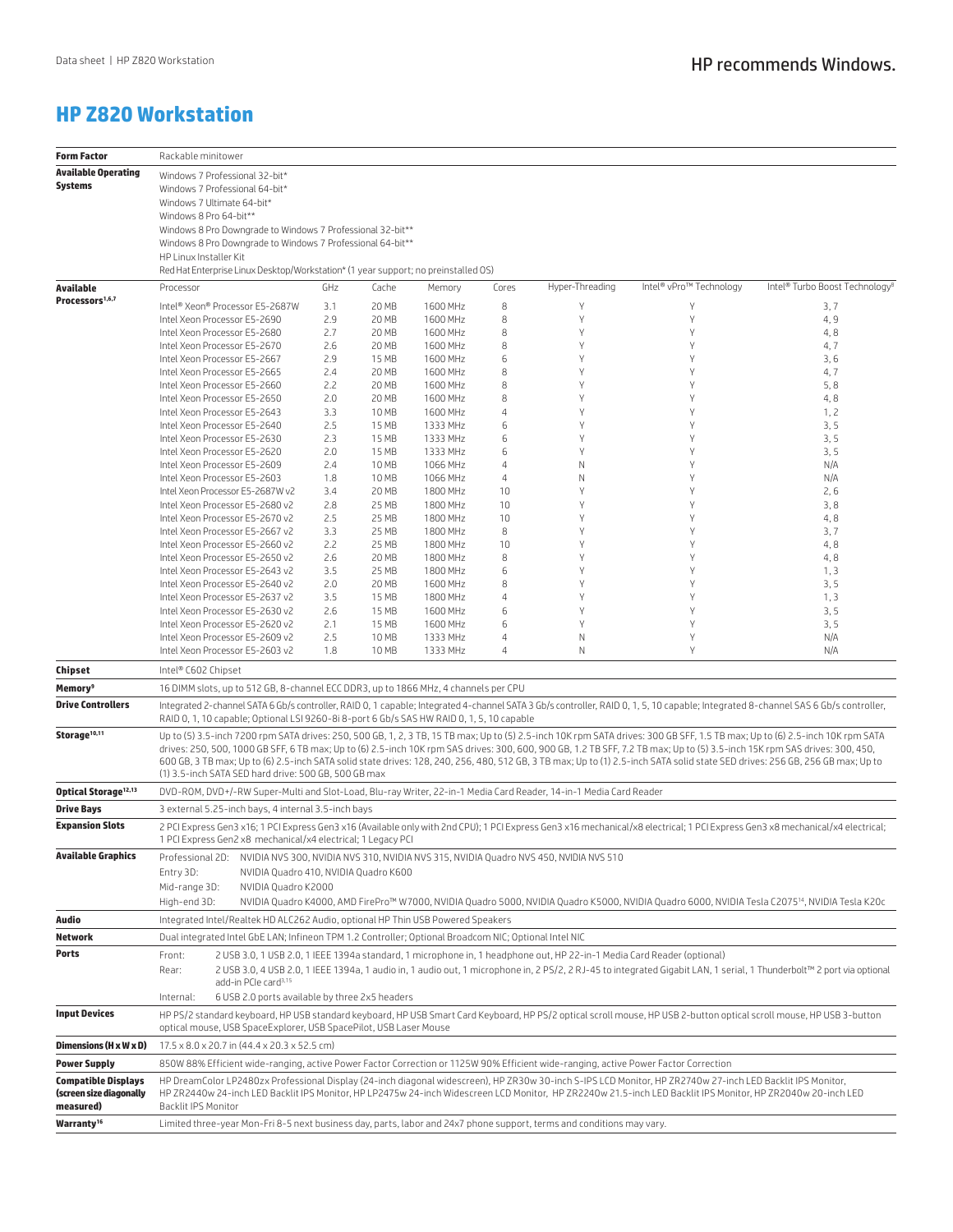# HP Z820 Workstation

| | |
|---|---|
| **Form Factor** | Rackable minitower |
| **Available Operating Systems** | Windows 7 Professional 32-bit*<br>Windows 7 Professional 64-bit*<br>Windows 7 Ultimate 64-bit*<br>Windows 8 Pro 64-bit**<br>Windows 8 Pro Downgrade to Windows 7 Professional 32-bit**<br>Windows 8 Pro Downgrade to Windows 7 Professional 64-bit**<br>HP Linux Installer Kit<br>Red Hat Enterprise Linux Desktop/Workstation* (1 year support; no preinstalled OS) |

**Available Processors[1,6,7]**

| Processor | GHz | Cache | Memory | Cores | Hyper-Threading | Intel® vPro™ Technology | Intel® Turbo Boost Technology[8] |
|---|---|---|---|---|---|---|---|
| Intel® Xeon® Processor E5-2687W | 3.1 | 20 MB | 1600 MHz | 8 | Y | Y | 3, 7 |
| Intel Xeon Processor E5-2690 | 2.9 | 20 MB | 1600 MHz | 8 | Y | Y | 4, 9 |
| Intel Xeon Processor E5-2680 | 2.7 | 20 MB | 1600 MHz | 8 | Y | Y | 4, 8 |
| Intel Xeon Processor E5-2670 | 2.6 | 20 MB | 1600 MHz | 8 | Y | Y | 4, 7 |
| Intel Xeon Processor E5-2667 | 2.9 | 15 MB | 1600 MHz | 6 | Y | Y | 3, 6 |
| Intel Xeon Processor E5-2665 | 2.4 | 20 MB | 1600 MHz | 8 | Y | Y | 4, 7 |
| Intel Xeon Processor E5-2660 | 2.2 | 20 MB | 1600 MHz | 8 | Y | Y | 5, 8 |
| Intel Xeon Processor E5-2650 | 2.0 | 20 MB | 1600 MHz | 8 | Y | Y | 4, 8 |
| Intel Xeon Processor E5-2643 | 3.3 | 10 MB | 1600 MHz | 4 | Y | Y | 1, 2 |
| Intel Xeon Processor E5-2640 | 2.5 | 15 MB | 1333 MHz | 6 | Y | Y | 3, 5 |
| Intel Xeon Processor E5-2630 | 2.3 | 15 MB | 1333 MHz | 6 | Y | Y | 3, 5 |
| Intel Xeon Processor E5-2620 | 2.0 | 15 MB | 1333 MHz | 6 | Y | Y | 3, 5 |
| Intel Xeon Processor E5-2609 | 2.4 | 10 MB | 1066 MHz | 4 | N | Y | N/A |
| Intel Xeon Processor E5-2603 | 1.8 | 10 MB | 1066 MHz | 4 | N | Y | N/A |
| Intel Xeon Processor E5-2687W v2 | 3.4 | 20 MB | 1800 MHz | 10 | Y | Y | 2, 6 |
| Intel Xeon Processor E5-2680 v2 | 2.8 | 25 MB | 1800 MHz | 10 | Y | Y | 3, 8 |
| Intel Xeon Processor E5-2670 v2 | 2.5 | 25 MB | 1800 MHz | 10 | Y | Y | 4, 8 |
| Intel Xeon Processor E5-2667 v2 | 3.3 | 25 MB | 1800 MHz | 8 | Y | Y | 3, 7 |
| Intel Xeon Processor E5-2660 v2 | 2.2 | 25 MB | 1800 MHz | 10 | Y | Y | 4, 8 |
| Intel Xeon Processor E5-2650 v2 | 2.6 | 20 MB | 1800 MHz | 8 | Y | Y | 4, 8 |
| Intel Xeon Processor E5-2643 v2 | 3.5 | 25 MB | 1800 MHz | 6 | Y | Y | 1, 3 |
| Intel Xeon Processor E5-2640 v2 | 2.0 | 20 MB | 1600 MHz | 8 | Y | Y | 3, 5 |
| Intel Xeon Processor E5-2637 v2 | 3.5 | 15 MB | 1800 MHz | 4 | Y | Y | 1, 3 |
| Intel Xeon Processor E5-2630 v2 | 2.6 | 15 MB | 1600 MHz | 6 | Y | Y | 3, 5 |
| Intel Xeon Processor E5-2620 v2 | 2.1 | 15 MB | 1600 MHz | 6 | Y | Y | 3, 5 |
| Intel Xeon Processor E5-2609 v2 | 2.5 | 10 MB | 1333 MHz | 4 | N | Y | N/A |
| Intel Xeon Processor E5-2603 v2 | 1.8 | 10 MB | 1333 MHz | 4 | N | Y | N/A |

| | |
|---|---|
| **Chipset** | Intel® C602 Chipset |
| **Memory[9]** | 16 DIMM slots, up to 512 GB, 8-channel ECC DDR3, up to 1866 MHz, 4 channels per CPU |
| **Drive Controllers** | Integrated 2-channel SATA 6 Gb/s controller, RAID 0, 1 capable; Integrated 4-channel SATA 3 Gb/s controller, RAID 0, 1, 5, 10 capable; Integrated 8-channel SAS 6 Gb/s controller, RAID 0, 1, 10 capable; Optional LSI 9260-8i 8-port 6 Gb/s SAS HW RAID 0, 1, 5, 10 capable |
| **Storage[10,11]** | Up to (5) 3.5-inch 7200 rpm SATA drives: 250, 500 GB, 1, 2, 3 TB, 15 TB max; Up to (5) 2.5-inch 10K rpm SATA drives: 300 GB SFF, 1.5 TB max; Up to (6) 2.5-inch 10K rpm SATA drives: 250, 500, 1000 GB SFF, 6 TB max; Up to (6) 2.5-inch 10K rpm SAS drives: 300, 600, 900 GB, 1.2 TB SFF, 7.2 TB max; Up to (5) 3.5-inch 15K rpm SAS drives: 300, 450, 600 GB, 3 TB max; Up to (6) 2.5-inch SATA solid state drives: 128, 240, 256, 480, 512 GB, 3 TB max; Up to (1) 2.5-inch SATA solid state SED drives: 256 GB, 256 GB max; Up to (1) 3.5-inch SATA SED hard drive: 500 GB, 500 GB max |
| **Optical Storage[12,13]** | DVD-ROM, DVD+/-RW Super-Multi and Slot-Load, Blu-ray Writer, 22-in-1 Media Card Reader, 14-in-1 Media Card Reader |
| **Drive Bays** | 3 external 5.25-inch bays, 4 internal 3.5-inch bays |
| **Expansion Slots** | 2 PCI Express Gen3 x16; 1 PCI Express Gen3 x16 (Available only with 2nd CPU); 1 PCI Express Gen3 x16 mechanical/x8 electrical; 1 PCI Express Gen3 x8 mechanical/x4 electrical; 1 PCI Express Gen2 x8 mechanical/x4 electrical; 1 Legacy PCI |
| **Available Graphics** | Professional 2D: NVIDIA NVS 300, NVIDIA NVS 310, NVIDIA NVS 315, NVIDIA Quadro NVS 450, NVIDIA NVS 510<br>Entry 3D: NVIDIA Quadro 410, NVIDIA Quadro K600<br>Mid-range 3D: NVIDIA Quadro K2000<br>High-end 3D: NVIDIA Quadro K4000, AMD FirePro™ W7000, NVIDIA Quadro 5000, NVIDIA Quadro K5000, NVIDIA Quadro 6000, NVIDIA Tesla C2075[14], NVIDIA Tesla K20c |
| **Audio** | Integrated Intel/Realtek HD ALC262 Audio, optional HP Thin USB Powered Speakers |
| **Network** | Dual integrated Intel GbE LAN; Infineon TPM 1.2 Controller; Optional Broadcom NIC; Optional Intel NIC |
| **Ports** | Front: 2 USB 3.0, 1 USB 2.0, 1 IEEE 1394a standard, 1 microphone in, 1 headphone out, HP 22-in-1 Media Card Reader (optional)<br>Rear: 2 USB 3.0, 4 USB 2.0, 1 IEEE 1394a, 1 audio in, 1 audio out, 1 microphone in, 2 PS/2, 2 RJ-45 to integrated Gigabit LAN, 1 serial, 1 Thunderbolt™ 2 port via optional add-in PCIe card[3,15]<br>Internal: 6 USB 2.0 ports available by three 2x5 headers |
| **Input Devices** | HP PS/2 standard keyboard, HP USB standard keyboard, HP USB Smart Card Keyboard, HP PS/2 optical scroll mouse, HP USB 2-button optical scroll mouse, HP USB 3-button optical scroll mouse, USB SpaceExplorer, USB SpacePilot, USB Laser Mouse |
| **Dimensions (H x W x D)** | 17.5 x 8.0 x 20.7 in (44.4 x 20.3 x 52.5 cm) |
| **Power Supply** | 850W 88% Efficient wide-ranging, active Power Factor Correction or 1125W 90% Efficient wide-ranging, active Power Factor Correction |
| **Compatible Displays (screen size diagonally measured)** | HP DreamColor LP2480zx Professional Display (24-inch diagonal widescreen), HP ZR30w 30-inch S-IPS LCD Monitor, HP ZR2740w 27-inch LED Backlit IPS Monitor, HP ZR2440w 24-inch LED Backlit IPS Monitor, HP LP2475w 24-inch Widescreen LCD Monitor, HP ZR2240w 21.5-inch LED Backlit IPS Monitor, HP ZR2040w 20-inch LED Backlit IPS Monitor |
| **Warranty[16]** | Limited three-year Mon-Fri 8-5 next business day, parts, labor and 24x7 phone support, terms and conditions may vary. |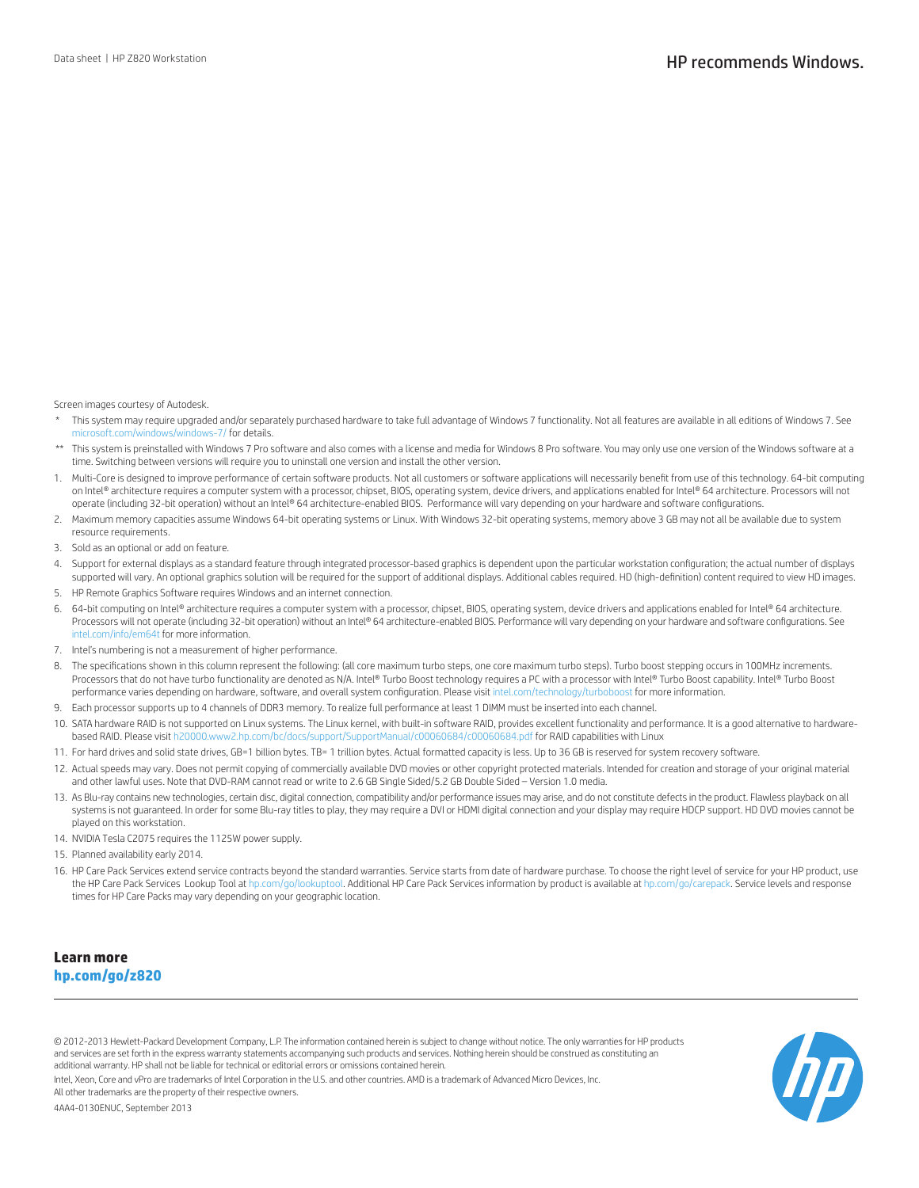HP recommends Windows.

Screen images courtesy of Autodesk.

\* This system may require upgraded and/or separately purchased hardware to take full advantage of Windows 7 functionality. Not all features are available in all editions of Windows 7. See microsoft.com/windows/windows-7/ for details.

\*\* This system is preinstalled with Windows 7 Pro software and also comes with a license and media for Windows 8 Pro software. You may only use one version of the Windows software at a time. Switching between versions will require you to uninstall one version and install the other version.

1. Multi-Core is designed to improve performance of certain software products. Not all customers or software applications will necessarily benefit from use of this technology. 64-bit computing on Intel® architecture requires a computer system with a processor, chipset, BIOS, operating system, device drivers, and applications enabled for Intel® 64 architecture. Processors will not operate (including 32-bit operation) without an Intel® 64 architecture-enabled BIOS. Performance will vary depending on your hardware and software configurations.
2. Maximum memory capacities assume Windows 64-bit operating systems or Linux. With Windows 32-bit operating systems, memory above 3 GB may not all be available due to system resource requirements.
3. Sold as an optional or add on feature.
4. Support for external displays as a standard feature through integrated processor-based graphics is dependent upon the particular workstation configuration; the actual number of displays supported will vary. An optional graphics solution will be required for the support of additional displays. Additional cables required. HD (high-definition) content required to view HD images.
5. HP Remote Graphics Software requires Windows and an internet connection.
6. 64-bit computing on Intel® architecture requires a computer system with a processor, chipset, BIOS, operating system, device drivers and applications enabled for Intel® 64 architecture. Processors will not operate (including 32-bit operation) without an Intel® 64 architecture-enabled BIOS. Performance will vary depending on your hardware and software configurations. See intel.com/info/em64t for more information.
7. Intel's numbering is not a measurement of higher performance.
8. The specifications shown in this column represent the following: (all core maximum turbo steps, one core maximum turbo steps). Turbo boost stepping occurs in 100MHz increments. Processors that do not have turbo functionality are denoted as N/A. Intel® Turbo Boost technology requires a PC with a processor with Intel® Turbo Boost capability. Intel® Turbo Boost performance varies depending on hardware, software, and overall system configuration. Please visit intel.com/technology/turboboost for more information.
9. Each processor supports up to 4 channels of DDR3 memory. To realize full performance at least 1 DIMM must be inserted into each channel.
10. SATA hardware RAID is not supported on Linux systems. The Linux kernel, with built-in software RAID, provides excellent functionality and performance. It is a good alternative to hardware-based RAID. Please visit h20000.www2.hp.com/bc/docs/support/SupportManual/c00060684/c00060684.pdf for RAID capabilities with Linux
11. For hard drives and solid state drives, GB=1 billion bytes. TB= 1 trillion bytes. Actual formatted capacity is less. Up to 36 GB is reserved for system recovery software.
12. Actual speeds may vary. Does not permit copying of commercially available DVD movies or other copyright protected materials. Intended for creation and storage of your original material and other lawful uses. Note that DVD-RAM cannot read or write to 2.6 GB Single Sided/5.2 GB Double Sided – Version 1.0 media.
13. As Blu-ray contains new technologies, certain disc, digital connection, compatibility and/or performance issues may arise, and do not constitute defects in the product. Flawless playback on all systems is not guaranteed. In order for some Blu-ray titles to play, they may require a DVI or HDMI digital connection and your display may require HDCP support. HD DVD movies cannot be played on this workstation.
14. NVIDIA Tesla C2075 requires the 1125W power supply.
15. Planned availability early 2014.
16. HP Care Pack Services extend service contracts beyond the standard warranties. Service starts from date of hardware purchase. To choose the right level of service for your HP product, use the HP Care Pack Services Lookup Tool at hp.com/go/lookuptool. Additional HP Care Pack Services information by product is available at hp.com/go/carepack. Service levels and response times for HP Care Packs may vary depending on your geographic location.

**Learn more**
**hp.com/go/z820**

© 2012-2013 Hewlett-Packard Development Company, L.P. The information contained herein is subject to change without notice. The only warranties for HP products and services are set forth in the express warranty statements accompanying such products and services. Nothing herein should be construed as constituting an additional warranty. HP shall not be liable for technical or editorial errors or omissions contained herein.

Intel, Xeon, Core and vPro are trademarks of Intel Corporation in the U.S. and other countries. AMD is a trademark of Advanced Micro Devices, Inc. All other trademarks are the property of their respective owners.

4AA4-0130ENUC, September 2013